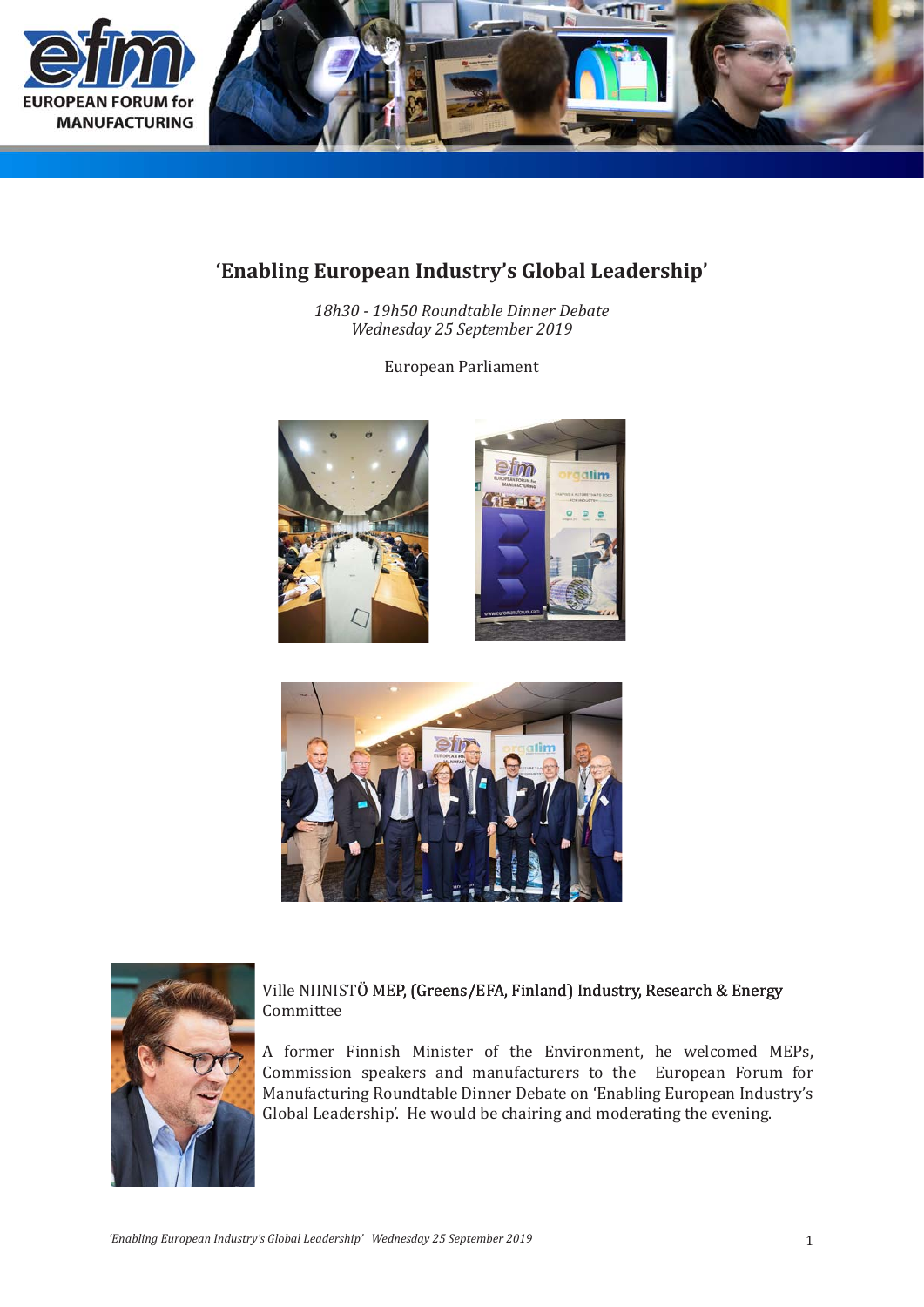# ‘Enabling European Industry’s Global Leadership’

*18h30 - 19h50 Roundtable Dinner Debate*
*Wednesday 25 September 2019*

European Parliament

Ville NIINISTÖ MEP, (Greens/EFA, Finland) Industry, Research & Energy Committee

A former Finnish Minister of the Environment, he welcomed MEPs, Commission speakers and manufacturers to the European Forum for Manufacturing Roundtable Dinner Debate on ‘Enabling European Industry’s Global Leadership’. He would be chairing and moderating the evening.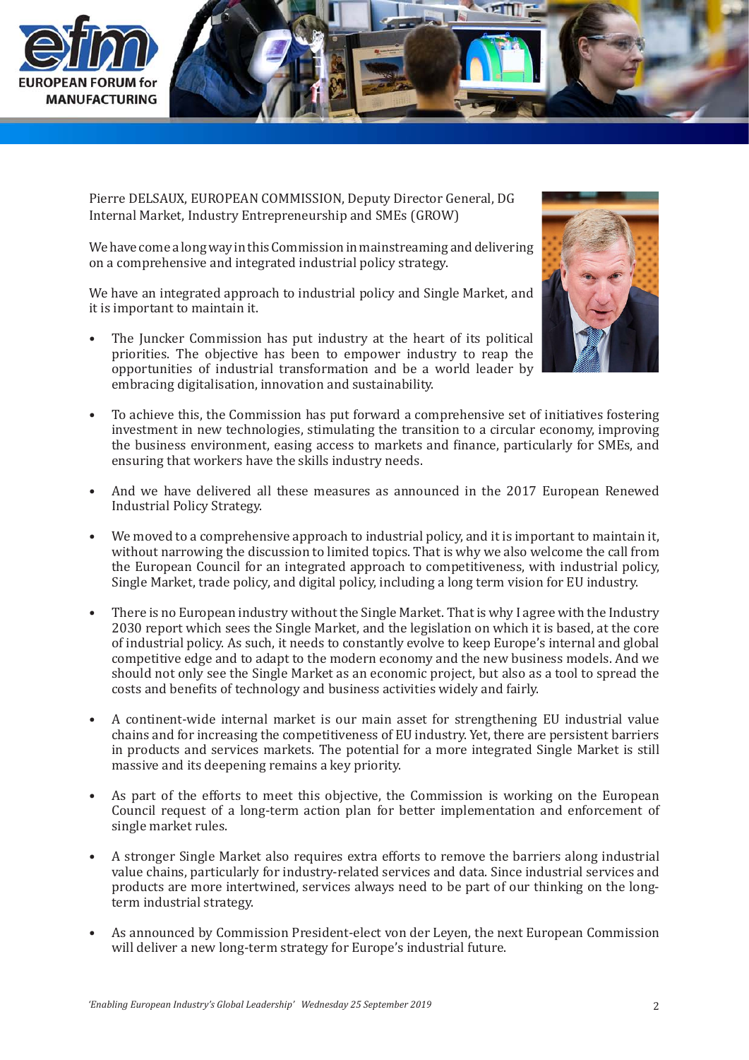Pierre DELSAUX, EUROPEAN COMMISSION, Deputy Director General, DG Internal Market, Industry Entrepreneurship and SMEs (GROW)

We have come a long way in this Commission in mainstreaming and delivering on a comprehensive and integrated industrial policy strategy.

We have an integrated approach to industrial policy and Single Market, and it is important to maintain it.

- The Juncker Commission has put industry at the heart of its political priorities. The objective has been to empower industry to reap the opportunities of industrial transformation and be a world leader by embracing digitalisation, innovation and sustainability.
- To achieve this, the Commission has put forward a comprehensive set of initiatives fostering investment in new technologies, stimulating the transition to a circular economy, improving the business environment, easing access to markets and finance, particularly for SMEs, and ensuring that workers have the skills industry needs.
- And we have delivered all these measures as announced in the 2017 European Renewed Industrial Policy Strategy.
- We moved to a comprehensive approach to industrial policy, and it is important to maintain it, without narrowing the discussion to limited topics. That is why we also welcome the call from the European Council for an integrated approach to competitiveness, with industrial policy, Single Market, trade policy, and digital policy, including a long term vision for EU industry.
- There is no European industry without the Single Market. That is why I agree with the Industry 2030 report which sees the Single Market, and the legislation on which it is based, at the core of industrial policy. As such, it needs to constantly evolve to keep Europe's internal and global competitive edge and to adapt to the modern economy and the new business models. And we should not only see the Single Market as an economic project, but also as a tool to spread the costs and benefits of technology and business activities widely and fairly.
- A continent-wide internal market is our main asset for strengthening EU industrial value chains and for increasing the competitiveness of EU industry. Yet, there are persistent barriers in products and services markets. The potential for a more integrated Single Market is still massive and its deepening remains a key priority.
- As part of the efforts to meet this objective, the Commission is working on the European Council request of a long-term action plan for better implementation and enforcement of single market rules.
- A stronger Single Market also requires extra efforts to remove the barriers along industrial value chains, particularly for industry-related services and data. Since industrial services and products are more intertwined, services always need to be part of our thinking on the long-term industrial strategy.
- As announced by Commission President-elect von der Leyen, the next European Commission will deliver a new long-term strategy for Europe's industrial future.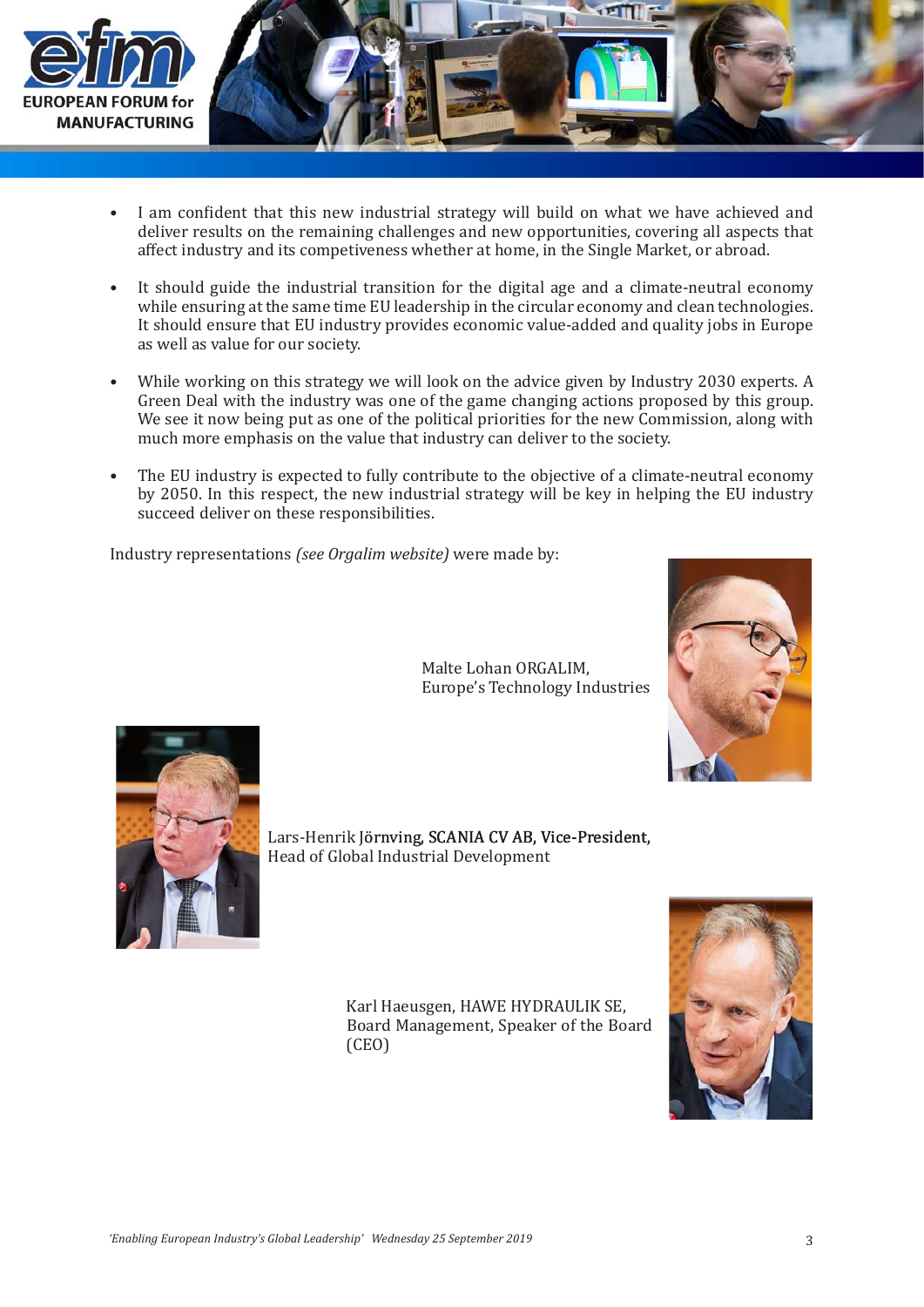- I am confident that this new industrial strategy will build on what we have achieved and deliver results on the remaining challenges and new opportunities, covering all aspects that affect industry and its competiveness whether at home, in the Single Market, or abroad.

- It should guide the industrial transition for the digital age and a climate-neutral economy while ensuring at the same time EU leadership in the circular economy and clean technologies. It should ensure that EU industry provides economic value-added and quality jobs in Europe as well as value for our society.

- While working on this strategy we will look on the advice given by Industry 2030 experts. A Green Deal with the industry was one of the game changing actions proposed by this group. We see it now being put as one of the political priorities for the new Commission, along with much more emphasis on the value that industry can deliver to the society.

- The EU industry is expected to fully contribute to the objective of a climate-neutral economy by 2050. In this respect, the new industrial strategy will be key in helping the EU industry succeed deliver on these responsibilities.

Industry representations *(see Orgalim website)* were made by:

Malte Lohan ORGALIM,
Europe's Technology Industries

Lars-Henrik Jörnving, SCANIA CV AB, Vice-President,
Head of Global Industrial Development

Karl Haeusgen, HAWE HYDRAULIK SE,
Board Management, Speaker of the Board
(CEO)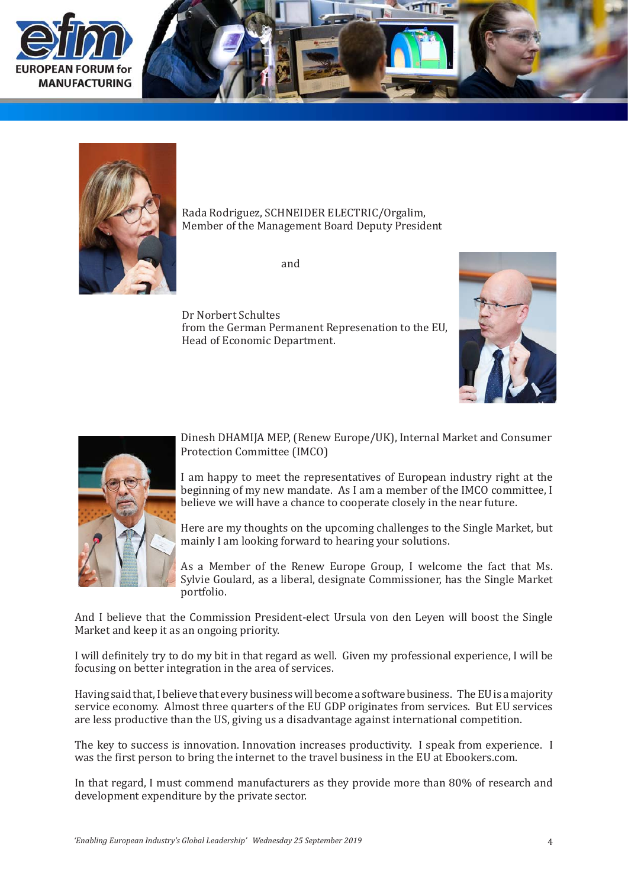Rada Rodriguez, SCHNEIDER ELECTRIC/Orgalim, Member of the Management Board Deputy President

and

Dr Norbert Schultes from the German Permanent Represenation to the EU, Head of Economic Department.

Dinesh DHAMIJA MEP, (Renew Europe/UK), Internal Market and Consumer Protection Committee (IMCO)

I am happy to meet the representatives of European industry right at the beginning of my new mandate. As I am a member of the IMCO committee, I believe we will have a chance to cooperate closely in the near future.

Here are my thoughts on the upcoming challenges to the Single Market, but mainly I am looking forward to hearing your solutions.

As a Member of the Renew Europe Group, I welcome the fact that Ms. Sylvie Goulard, as a liberal, designate Commissioner, has the Single Market portfolio.

And I believe that the Commission President-elect Ursula von den Leyen will boost the Single Market and keep it as an ongoing priority.

I will definitely try to do my bit in that regard as well. Given my professional experience, I will be focusing on better integration in the area of services.

Having said that, I believe that every business will become a software business. The EU is a majority service economy. Almost three quarters of the EU GDP originates from services. But EU services are less productive than the US, giving us a disadvantage against international competition.

The key to success is innovation. Innovation increases productivity. I speak from experience. I was the first person to bring the internet to the travel business in the EU at Ebookers.com.

In that regard, I must commend manufacturers as they provide more than 80% of research and development expenditure by the private sector.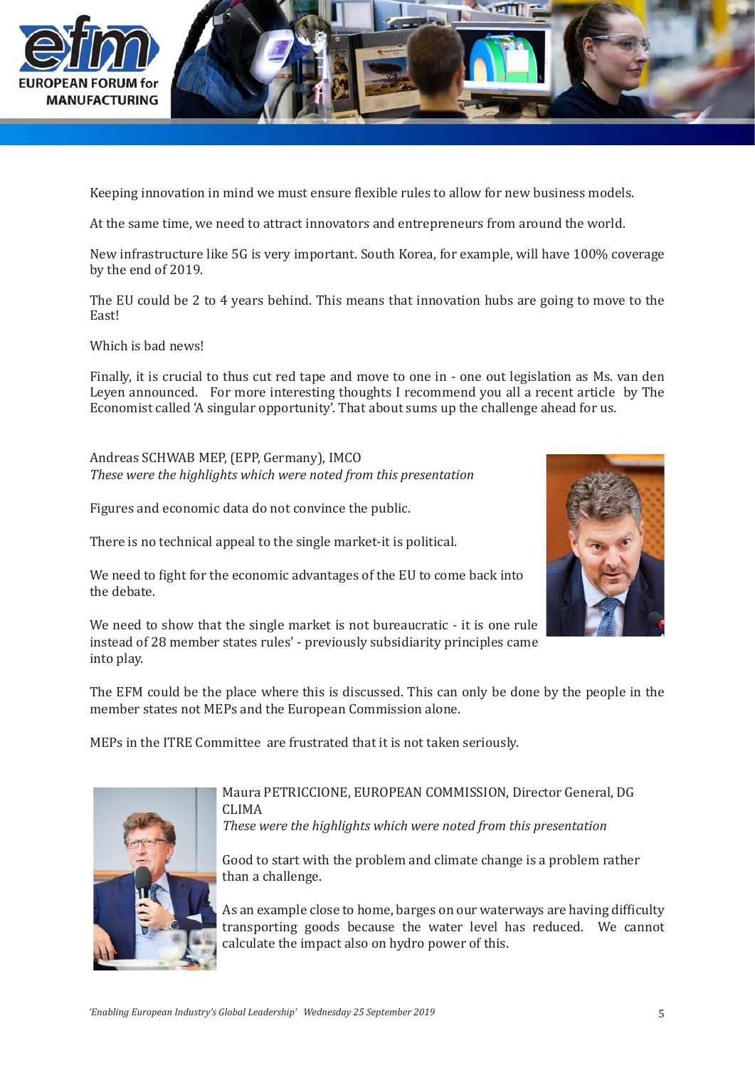Keeping innovation in mind we must ensure flexible rules to allow for new business models.

At the same time, we need to attract innovators and entrepreneurs from around the world.

New infrastructure like 5G is very important. South Korea, for example, will have 100% coverage by the end of 2019.

The EU could be 2 to 4 years behind. This means that innovation hubs are going to move to the East!

Which is bad news!

Finally, it is crucial to thus cut red tape and move to one in - one out legislation as Ms. van den Leyen announced. For more interesting thoughts I recommend you all a recent article by The Economist called 'A singular opportunity'. That about sums up the challenge ahead for us.

Andreas SCHWAB MEP, (EPP, Germany), IMCO
*These were the highlights which were noted from this presentation*

Figures and economic data do not convince the public.

There is no technical appeal to the single market-it is political.

We need to fight for the economic advantages of the EU to come back into the debate.

We need to show that the single market is not bureaucratic - it is one rule instead of 28 member states rules' - previously subsidiarity principles came into play.

The EFM could be the place where this is discussed. This can only be done by the people in the member states not MEPs and the European Commission alone.

MEPs in the ITRE Committee are frustrated that it is not taken seriously.

Maura PETRICCIONE, EUROPEAN COMMISSION, Director General, DG CLIMA
*These were the highlights which were noted from this presentation*

Good to start with the problem and climate change is a problem rather than a challenge.

As an example close to home, barges on our waterways are having difficulty transporting goods because the water level has reduced. We cannot calculate the impact also on hydro power of this.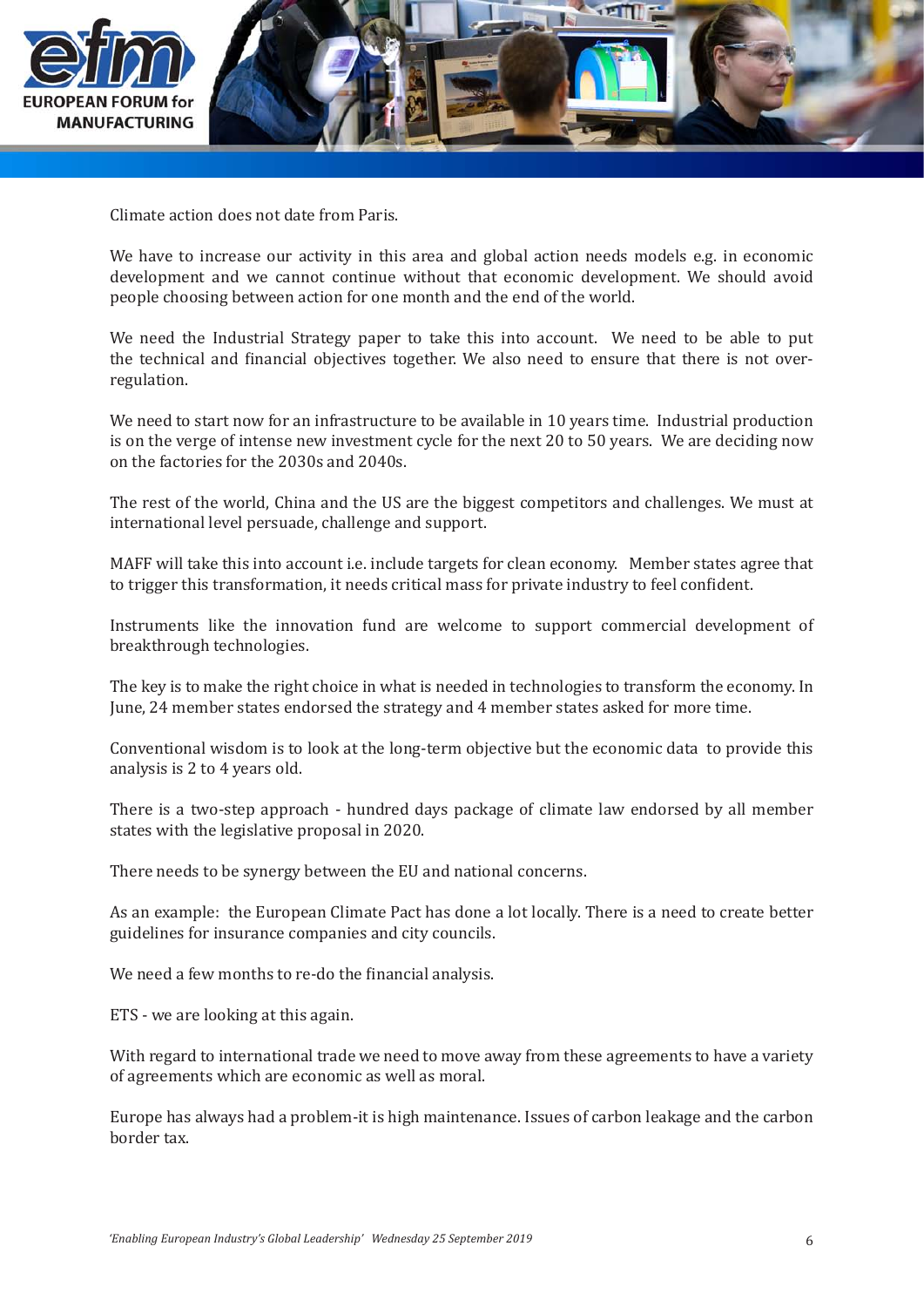Climate action does not date from Paris.

We have to increase our activity in this area and global action needs models e.g. in economic development and we cannot continue without that economic development. We should avoid people choosing between action for one month and the end of the world.

We need the Industrial Strategy paper to take this into account. We need to be able to put the technical and financial objectives together. We also need to ensure that there is not over-regulation.

We need to start now for an infrastructure to be available in 10 years time. Industrial production is on the verge of intense new investment cycle for the next 20 to 50 years. We are deciding now on the factories for the 2030s and 2040s.

The rest of the world, China and the US are the biggest competitors and challenges. We must at international level persuade, challenge and support.

MAFF will take this into account i.e. include targets for clean economy. Member states agree that to trigger this transformation, it needs critical mass for private industry to feel confident.

Instruments like the innovation fund are welcome to support commercial development of breakthrough technologies.

The key is to make the right choice in what is needed in technologies to transform the economy. In June, 24 member states endorsed the strategy and 4 member states asked for more time.

Conventional wisdom is to look at the long-term objective but the economic data to provide this analysis is 2 to 4 years old.

There is a two-step approach - hundred days package of climate law endorsed by all member states with the legislative proposal in 2020.

There needs to be synergy between the EU and national concerns.

As an example: the European Climate Pact has done a lot locally. There is a need to create better guidelines for insurance companies and city councils.

We need a few months to re-do the financial analysis.

ETS - we are looking at this again.

With regard to international trade we need to move away from these agreements to have a variety of agreements which are economic as well as moral.

Europe has always had a problem-it is high maintenance. Issues of carbon leakage and the carbon border tax.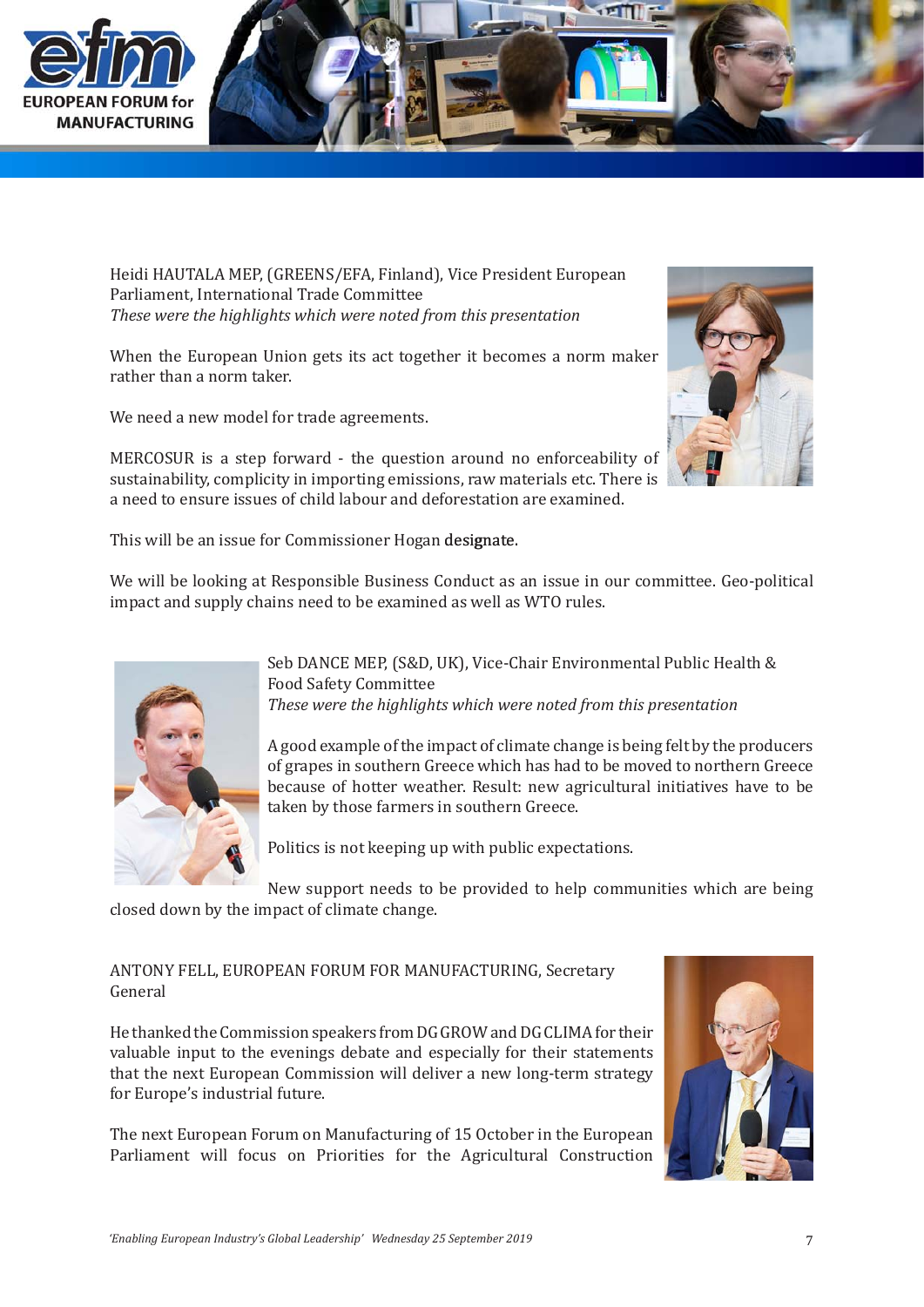Heidi HAUTALA MEP, (GREENS/EFA, Finland), Vice President European Parliament, International Trade Committee
*These were the highlights which were noted from this presentation*

When the European Union gets its act together it becomes a norm maker rather than a norm taker.

We need a new model for trade agreements.

MERCOSUR is a step forward - the question around no enforceability of sustainability, complicity in importing emissions, raw materials etc. There is a need to ensure issues of child labour and deforestation are examined.

This will be an issue for Commissioner Hogan designate.

We will be looking at Responsible Business Conduct as an issue in our committee. Geo-political impact and supply chains need to be examined as well as WTO rules.

Seb DANCE MEP, (S&D, UK), Vice-Chair Environmental Public Health & Food Safety Committee
*These were the highlights which were noted from this presentation*

A good example of the impact of climate change is being felt by the producers of grapes in southern Greece which has had to be moved to northern Greece because of hotter weather. Result: new agricultural initiatives have to be taken by those farmers in southern Greece.

Politics is not keeping up with public expectations.

New support needs to be provided to help communities which are being closed down by the impact of climate change.

ANTONY FELL, EUROPEAN FORUM FOR MANUFACTURING, Secretary General

He thanked the Commission speakers from DG GROW and DG CLIMA for their valuable input to the evenings debate and especially for their statements that the next European Commission will deliver a new long-term strategy for Europe's industrial future.

The next European Forum on Manufacturing of 15 October in the European Parliament will focus on Priorities for the Agricultural Construction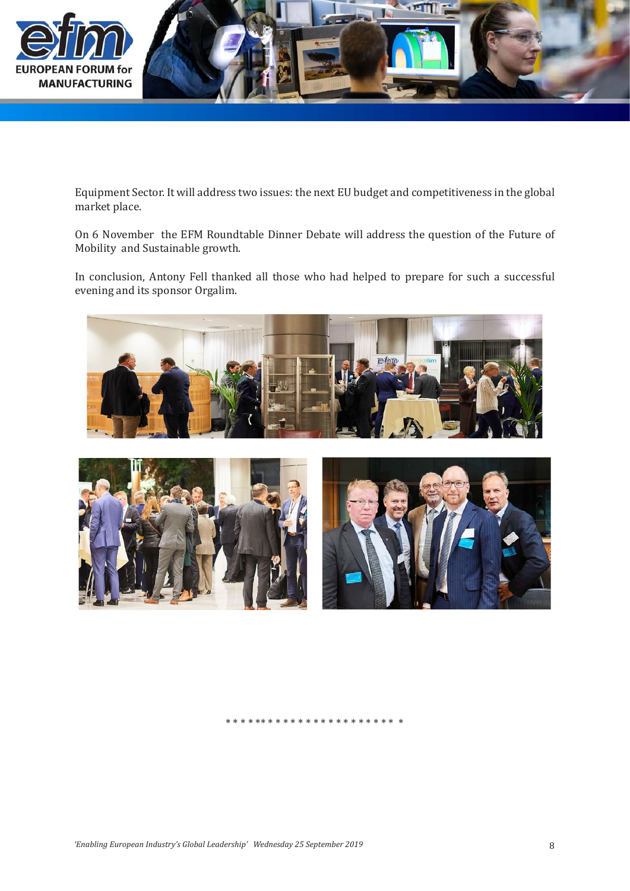Equipment Sector. It will address two issues: the next EU budget and competitiveness in the global market place.

On 6 November the EFM Roundtable Dinner Debate will address the question of the Future of Mobility and Sustainable growth.

In conclusion, Antony Fell thanked all those who had helped to prepare for such a successful evening and its sponsor Orgalim.

\* \* \* \* \* \* \* \* \* \* \* \* \* \* \* \* \* \* \* \* \* \* \* \*